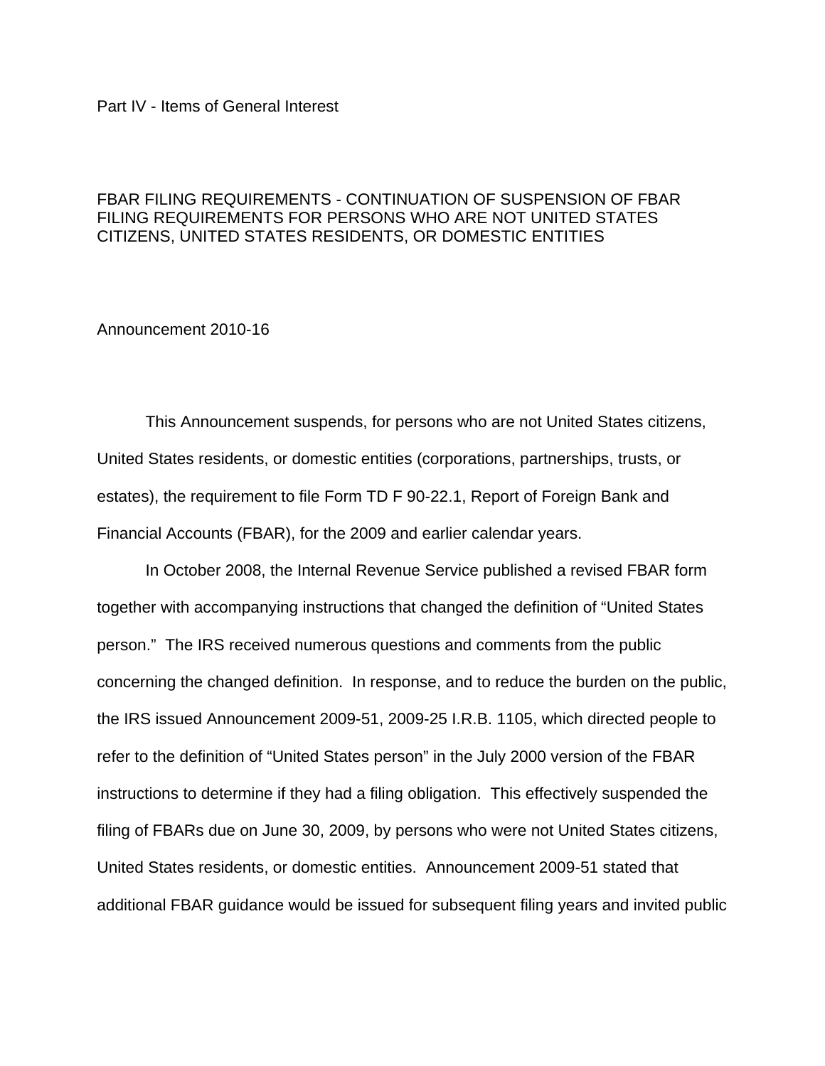Part IV - Items of General Interest

# FBAR FILING REQUIREMENTS - CONTINUATION OF SUSPENSION OF FBAR FILING REQUIREMENTS FOR PERSONS WHO ARE NOT UNITED STATES CITIZENS, UNITED STATES RESIDENTS, OR DOMESTIC ENTITIES

Announcement 2010-16

This Announcement suspends, for persons who are not United States citizens, United States residents, or domestic entities (corporations, partnerships, trusts, or estates), the requirement to file Form TD F 90-22.1, Report of Foreign Bank and Financial Accounts (FBAR), for the 2009 and earlier calendar years.

In October 2008, the Internal Revenue Service published a revised FBAR form together with accompanying instructions that changed the definition of "United States person." The IRS received numerous questions and comments from the public concerning the changed definition. In response, and to reduce the burden on the public, the IRS issued Announcement 2009-51, 2009-25 I.R.B. 1105, which directed people to refer to the definition of "United States person" in the July 2000 version of the FBAR instructions to determine if they had a filing obligation. This effectively suspended the filing of FBARs due on June 30, 2009, by persons who were not United States citizens, United States residents, or domestic entities. Announcement 2009-51 stated that additional FBAR guidance would be issued for subsequent filing years and invited public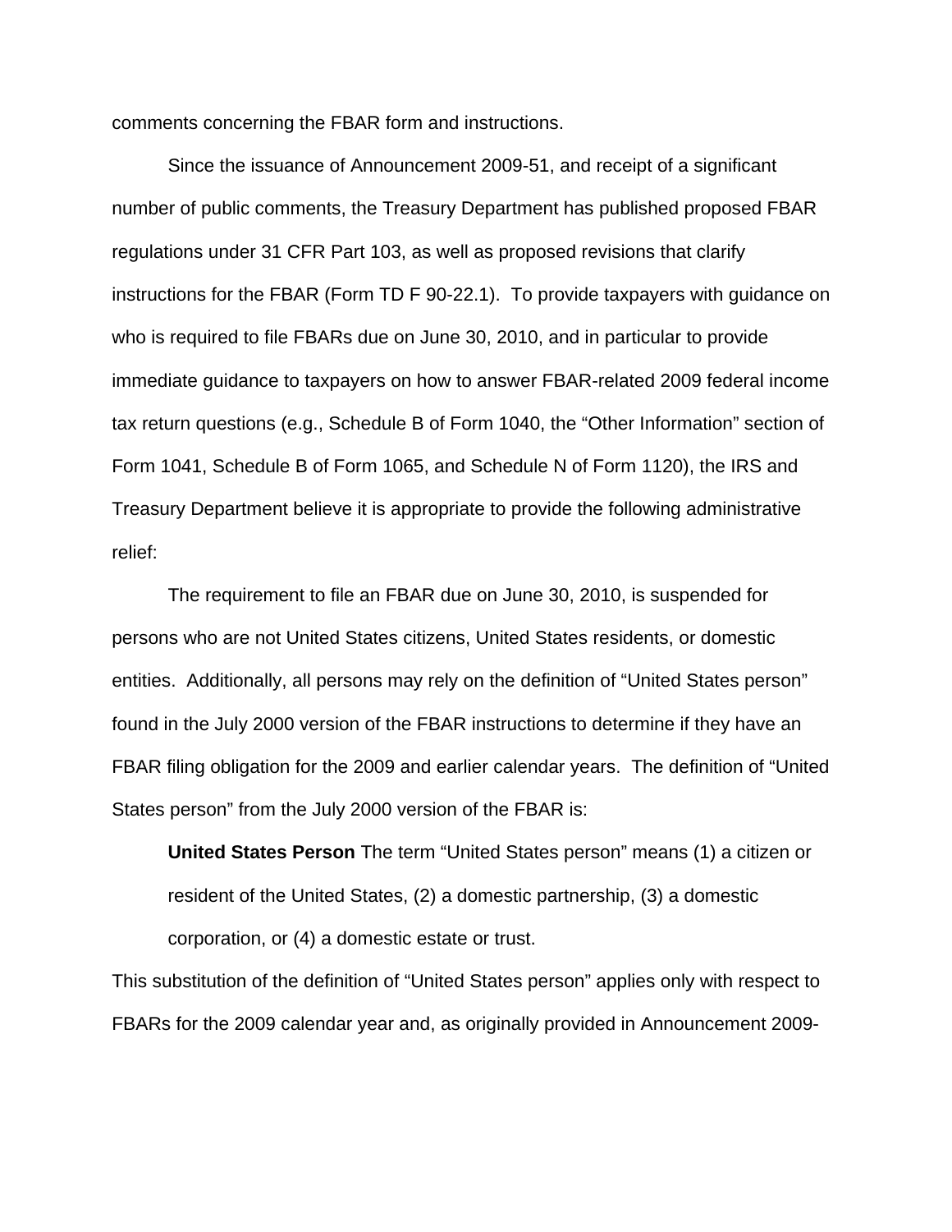comments concerning the FBAR form and instructions.

Since the issuance of Announcement 2009-51, and receipt of a significant number of public comments, the Treasury Department has published proposed FBAR regulations under 31 CFR Part 103, as well as proposed revisions that clarify instructions for the FBAR (Form TD F 90-22.1). To provide taxpayers with guidance on who is required to file FBARs due on June 30, 2010, and in particular to provide immediate guidance to taxpayers on how to answer FBAR-related 2009 federal income tax return questions (e.g., Schedule B of Form 1040, the "Other Information" section of Form 1041, Schedule B of Form 1065, and Schedule N of Form 1120), the IRS and Treasury Department believe it is appropriate to provide the following administrative relief:

The requirement to file an FBAR due on June 30, 2010, is suspended for persons who are not United States citizens, United States residents, or domestic entities. Additionally, all persons may rely on the definition of "United States person" found in the July 2000 version of the FBAR instructions to determine if they have an FBAR filing obligation for the 2009 and earlier calendar years. The definition of "United States person" from the July 2000 version of the FBAR is:

> **United States Person** The term "United States person" means (1) a citizen or resident of the United States, (2) a domestic partnership, (3) a domestic corporation, or (4) a domestic estate or trust.

This substitution of the definition of "United States person" applies only with respect to FBARs for the 2009 calendar year and, as originally provided in Announcement 2009-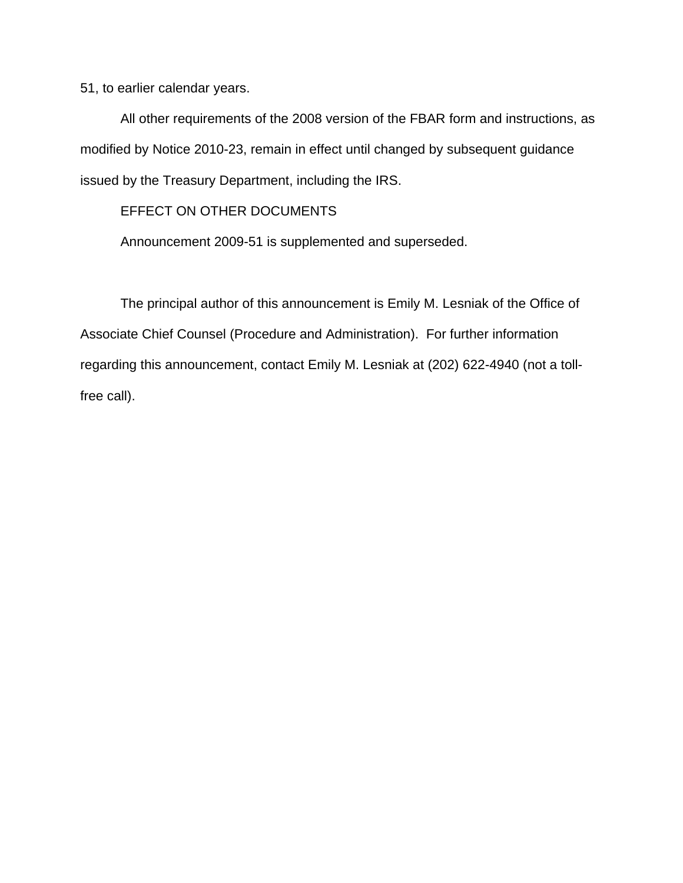51, to earlier calendar years.

All other requirements of the 2008 version of the FBAR form and instructions, as modified by Notice 2010-23, remain in effect until changed by subsequent guidance issued by the Treasury Department, including the IRS.

EFFECT ON OTHER DOCUMENTS

Announcement 2009-51 is supplemented and superseded.

The principal author of this announcement is Emily M. Lesniak of the Office of Associate Chief Counsel (Procedure and Administration). For further information regarding this announcement, contact Emily M. Lesniak at (202) 622-4940 (not a toll-free call).